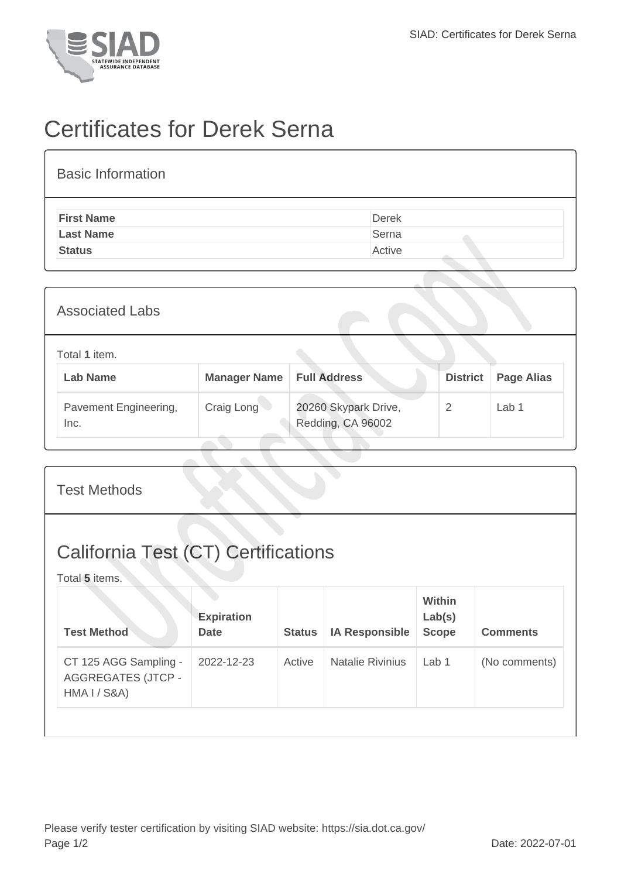# Certificates for Derek Serna

## Basic Information

| | |
|---|---|
| **First Name** | Derek |
| **Last Name** | Serna |
| **Status** | Active |

## Associated Labs

Total **1** item.

| Lab Name | Manager Name | Full Address | District | Page Alias |
|---|---|---|---|---|
| Pavement Engineering, Inc. | Craig Long | 20260 Skypark Drive, Redding, CA 96002 | 2 | Lab 1 |

## Test Methods

## California Test (CT) Certifications

Total **5** items.

| Test Method | Expiration Date | Status | IA Responsible | Within Lab(s) Scope | Comments |
|---|---|---|---|---|---|
| CT 125 AGG Sampling - AGGREGATES (JTCP - HMA I / S&A) | 2022-12-23 | Active | Natalie Rivinius | Lab 1 | (No comments) |

Please verify tester certification by visiting SIAD website: https://sia.dot.ca.gov/

Date: 2022-07-01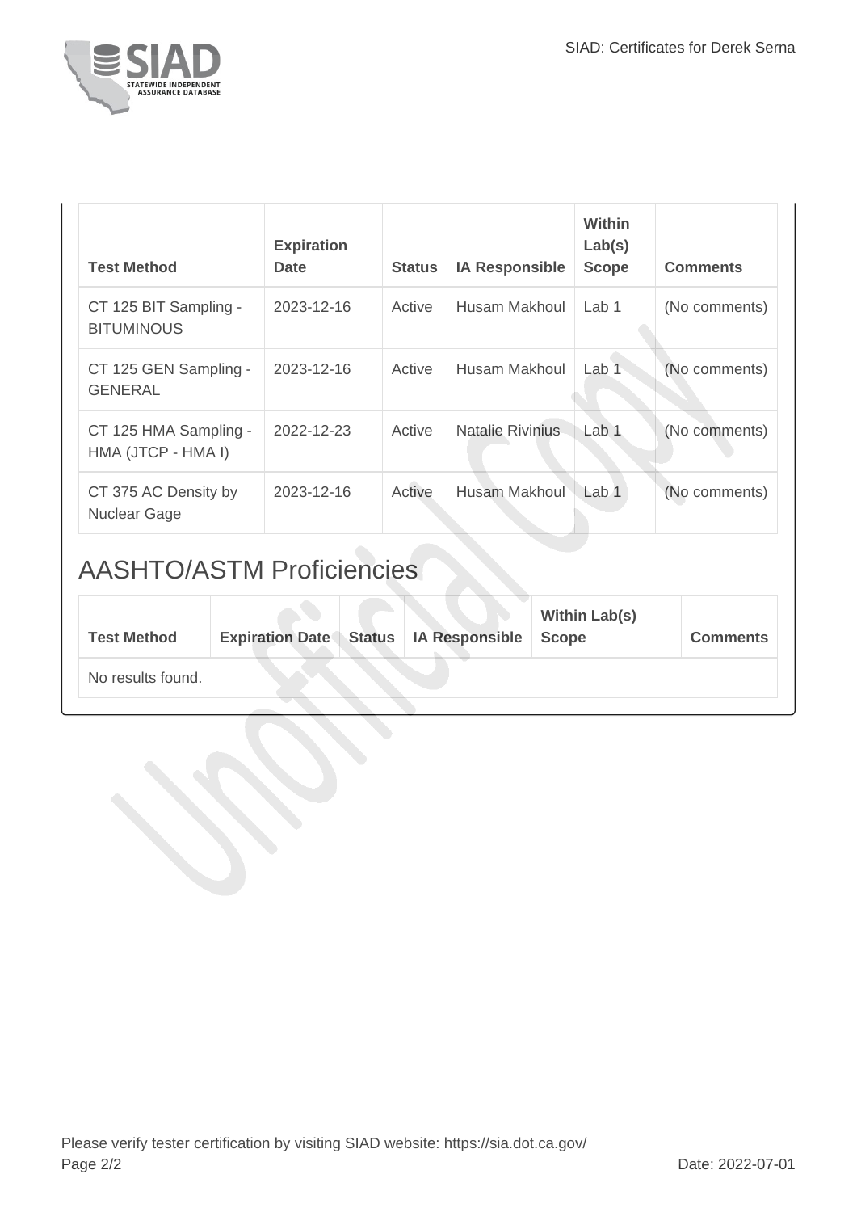| Test Method | Expiration Date | Status | IA Responsible | Within Lab(s) Scope | Comments |
|---|---|---|---|---|---|
| CT 125 BIT Sampling - BITUMINOUS | 2023-12-16 | Active | Husam Makhoul | Lab 1 | (No comments) |
| CT 125 GEN Sampling - GENERAL | 2023-12-16 | Active | Husam Makhoul | Lab 1 | (No comments) |
| CT 125 HMA Sampling - HMA (JTCP - HMA I) | 2022-12-23 | Active | Natalie Rivinius | Lab 1 | (No comments) |
| CT 375 AC Density by Nuclear Gage | 2023-12-16 | Active | Husam Makhoul | Lab 1 | (No comments) |

## AASHTO/ASTM Proficiencies

| Test Method | Expiration Date | Status | IA Responsible | Within Lab(s) Scope | Comments |
|---|---|---|---|---|---|
| No results found. | | | | | |

Please verify tester certification by visiting SIAD website: https://sia.dot.ca.gov/

Date: 2022-07-01